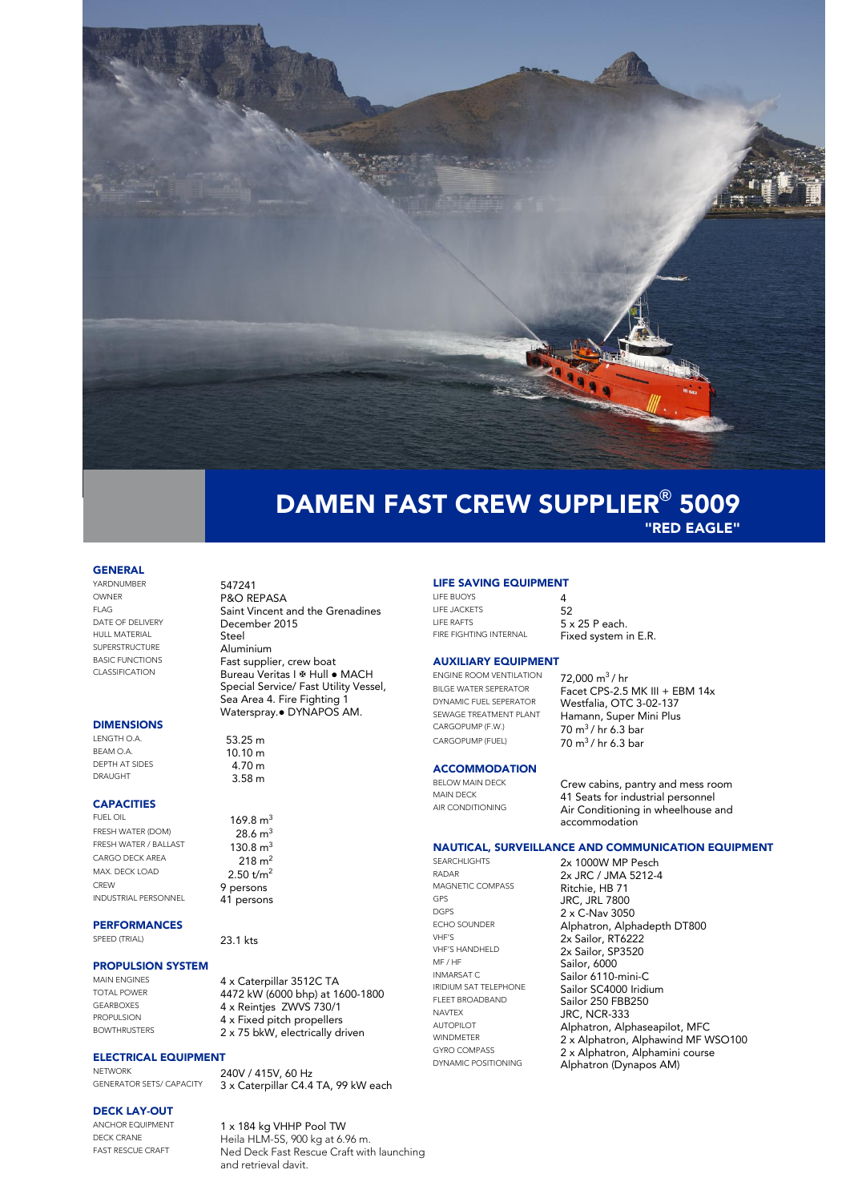# DAMEN FAST CREW SUPPLIER® 5009

## "RED EAGLE"

### GENERAL

| | |
|---|---|
| YARDNUMBER | 547241 |
| OWNER | P&O REPASA |
| FLAG | Saint Vincent and the Grenadines |
| DATE OF DELIVERY | December 2015 |
| HULL MATERIAL | Steel |
| SUPERSTRUCTURE | Aluminium |
| BASIC FUNCTIONS | Fast supplier, crew boat |
| CLASSIFICATION | Bureau Veritas I ✠ Hull • MACH Special Service/ Fast Utility Vessel, Sea Area 4. Fire Fighting 1 Waterspray.• DYNAPOS AM. |

### DIMENSIONS

| | |
|---|---|
| LENGTH O.A. | 53.25 m |
| BEAM O.A. | 10.10 m |
| DEPTH AT SIDES | 4.70 m |
| DRAUGHT | 3.58 m |

### CAPACITIES

| | |
|---|---|
| FUEL OIL | 169.8 $m^3$ |
| FRESH WATER (DOM) | 28.6 $m^3$ |
| FRESH WATER / BALLAST | 130.8 $m^3$ |
| CARGO DECK AREA | 218 $m^2$ |
| MAX. DECK LOAD | 2.50 $t/m^2$ |
| CREW | 9 persons |
| INDUSTRIAL PERSONNEL | 41 persons |

### PERFORMANCES

| | |
|---|---|
| SPEED (TRIAL) | 23.1 kts |

### PROPULSION SYSTEM

| | |
|---|---|
| MAIN ENGINES | 4 x Caterpillar 3512C TA |
| TOTAL POWER | 4472 kW (6000 bhp) at 1600-1800 |
| GEARBOXES | 4 x Reintjes ZWVS 730/1 |
| PROPULSION | 4 x Fixed pitch propellers |
| BOWTHRUSTERS | 2 x 75 bkW, electrically driven |

### ELECTRICAL EQUIPMENT

| | |
|---|---|
| NETWORK | 240V / 415V, 60 Hz |
| GENERATOR SETS/ CAPACITY | 3 x Caterpillar C4.4 TA, 99 kW each |

### DECK LAY-OUT

| | |
|---|---|
| ANCHOR EQUIPMENT | 1 x 184 kg VHHP Pool TW |
| DECK CRANE | Heila HLM-5S, 900 kg at 6.96 m. |
| FAST RESCUE CRAFT | Ned Deck Fast Rescue Craft with launching and retrieval davit. |

### LIFE SAVING EQUIPMENT

| | |
|---|---|
| LIFE BUOYS | 4 |
| LIFE JACKETS | 52 |
| LIFE RAFTS | 5 x 25 P each. |
| FIRE FIGHTING INTERNAL | Fixed system in E.R. |

### AUXILIARY EQUIPMENT

| | |
|---|---|
| ENGINE ROOM VENTILATION | 72,000 $m^3$ / hr |
| BILGE WATER SEPERATOR | Facet CPS-2.5 MK III + EBM 14x |
| DYNAMIC FUEL SEPERATOR | Westfalia, OTC 3-02-137 |
| SEWAGE TREATMENT PLANT | Hamann, Super Mini Plus |
| CARGOPUMP (F.W.) | 70 $m^3$ / hr 6.3 bar |
| CARGOPUMP (FUEL) | 70 $m^3$ / hr 6.3 bar |

### ACCOMMODATION

| | |
|---|---|
| BELOW MAIN DECK | Crew cabins, pantry and mess room |
| MAIN DECK | 41 Seats for industrial personnel |
| AIR CONDITIONING | Air Conditioning in wheelhouse and accommodation |

### NAUTICAL, SURVEILLANCE AND COMMUNICATION EQUIPMENT

| | |
|---|---|
| SEARCHLIGHTS | 2x 1000W MP Pesch |
| RADAR | 2x JRC / JMA 5212-4 |
| MAGNETIC COMPASS | Ritchie, HB 71 |
| GPS | JRC, JRL 7800 |
| DGPS | 2 x C-Nav 3050 |
| ECHO SOUNDER | Alphatron, Alphadepth DT800 |
| VHF'S | 2x Sailor, RT6222 |
| VHF'S HANDHELD | 2x Sailor, SP3520 |
| MF / HF | Sailor, 6000 |
| INMARSAT C | Sailor 6110-mini-C |
| IRIDIUM SAT TELEPHONE | Sailor SC4000 Iridium |
| FLEET BROADBAND | Sailor 250 FBB250 |
| NAVTEX | JRC, NCR-333 |
| AUTOPILOT | Alphatron, Alphaseapilot, MFC |
| WINDMETER | 2 x Alphatron, Alphawind MF WSO100 |
| GYRO COMPASS | 2 x Alphatron, Alphamini course |
| DYNAMIC POSITIONING | Alphatron (Dynapos AM) |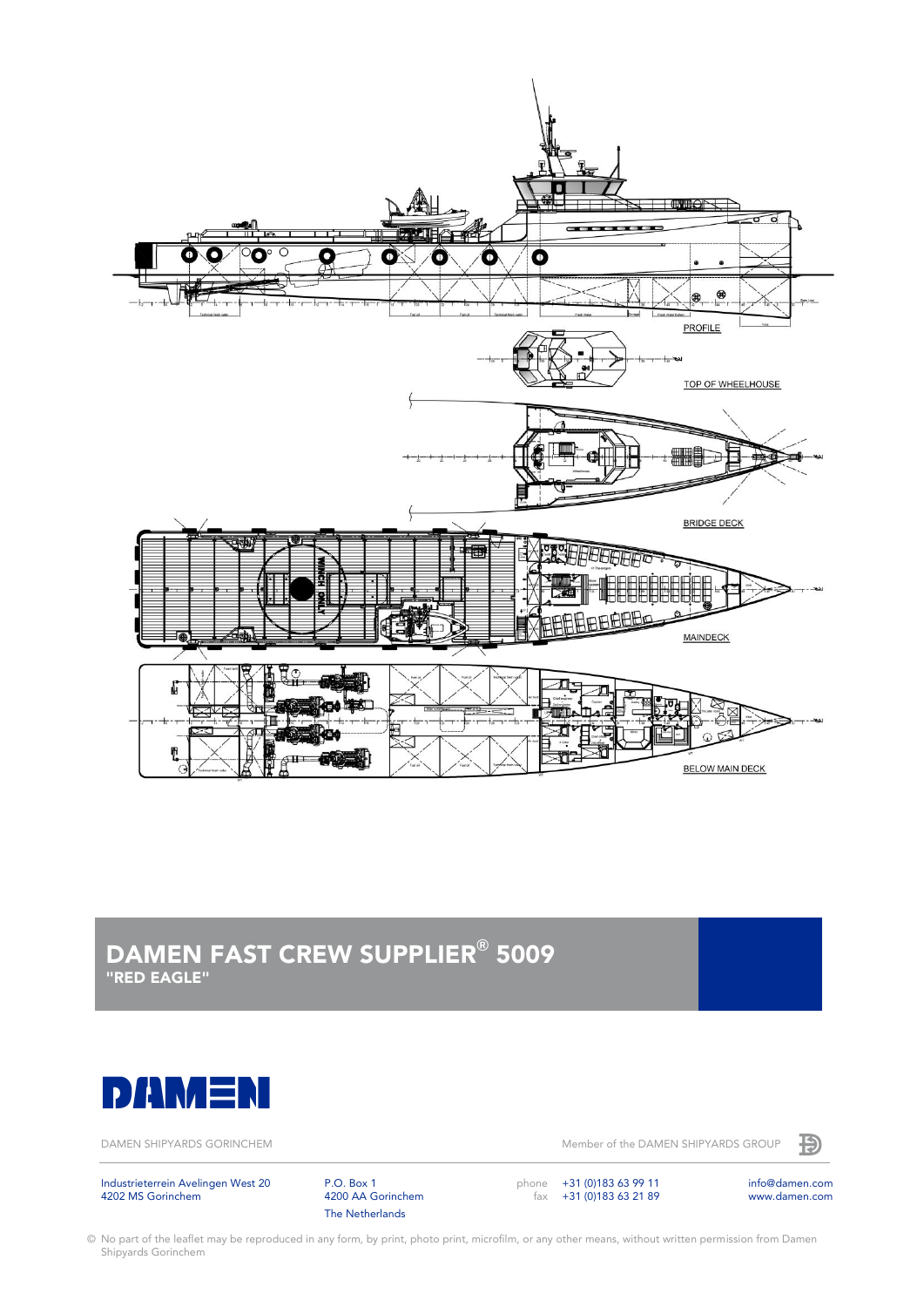PROFILE

TOP OF WHEELHOUSE

BRIDGE DECK

MAINDECK

BELOW MAIN DECK

# DAMEN FAST CREW SUPPLIER® 5009

**"RED EAGLE"**

DAMEN SHIPYARDS GORINCHEM

Member of the DAMEN SHIPYARDS GROUP

Industrieterrein Avelingen West 20
4202 MS Gorinchem

P.O. Box 1
4200 AA Gorinchem
The Netherlands

phone +31 (0)183 63 99 11
fax +31 (0)183 63 21 89

info@damen.com
www.damen.com

© No part of the leaflet may be reproduced in any form, by print, photo print, microfilm, or any other means, without written permission from Damen Shipyards Gorinchem